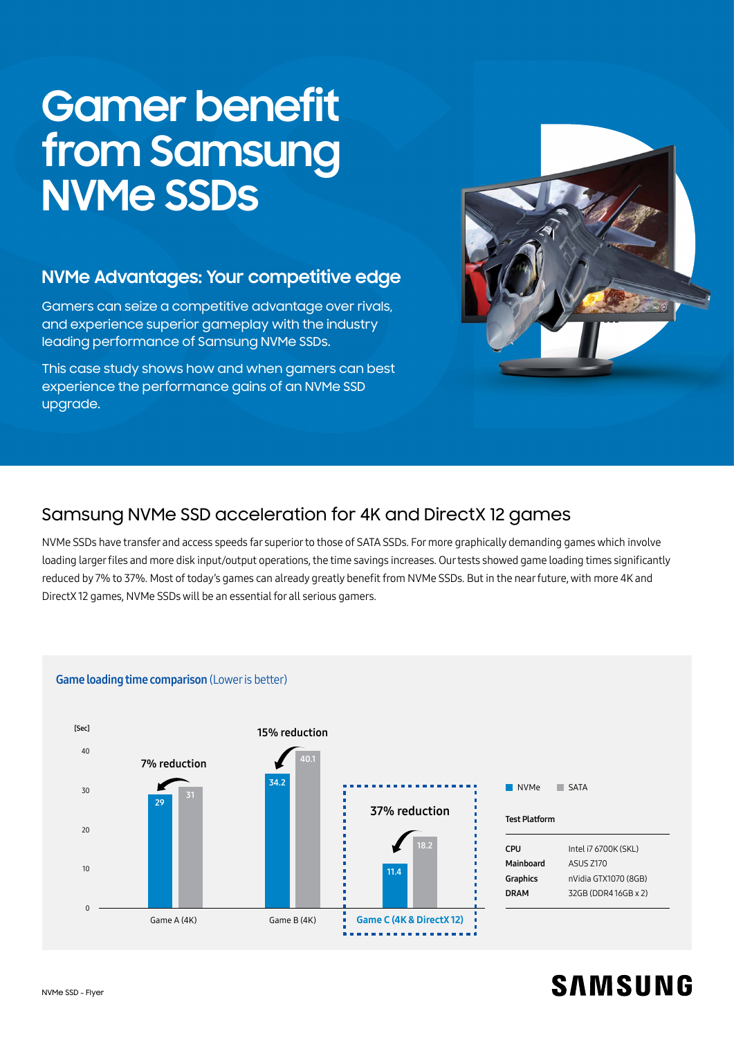# Gamer benefit from Samsung NVMe SSDs

## NVMe Advantages: Your competitive edge

Gamers can seize a competitive advantage over rivals, and experience superior gameplay with the industry leading performance of Samsung NVMe SSDs.

This case study shows how and when gamers can best experience the performance gains of an NVMe SSD upgrade.

## Samsung NVMe SSD acceleration for 4K and DirectX 12 games

NVMe SSDs have transfer and access speeds far superior to those of SATA SSDs. For more graphically demanding games which involve loading larger files and more disk input/output operations, the time savings increases. Our tests showed game loading times significantly reduced by 7% to 37%. Most of today's games can already greatly benefit from NVMe SSDs. But in the near future, with more 4K and DirectX 12 games, NVMe SSDs will be an essential for all serious gamers.

**Game loading time comparison** (Lower is better)

| Game | NVMe [Sec] | SATA [Sec] | Reduction |
|---|---|---|---|
| Game A (4K) | 29 | 31 | 7% reduction |
| Game B (4K) | 34.2 | 40.1 | 15% reduction |
| Game C (4K & DirectX 12) | 11.4 | 18.2 | 37% reduction |

**Test Platform**

| | |
|---|---|
| **CPU** | Intel i7 6700K (SKL) |
| **Mainboard** | ASUS Z170 |
| **Graphics** | nVidia GTX1070 (8GB) |
| **DRAM** | 32GB (DDR4 16GB x 2) |

SAMSUNG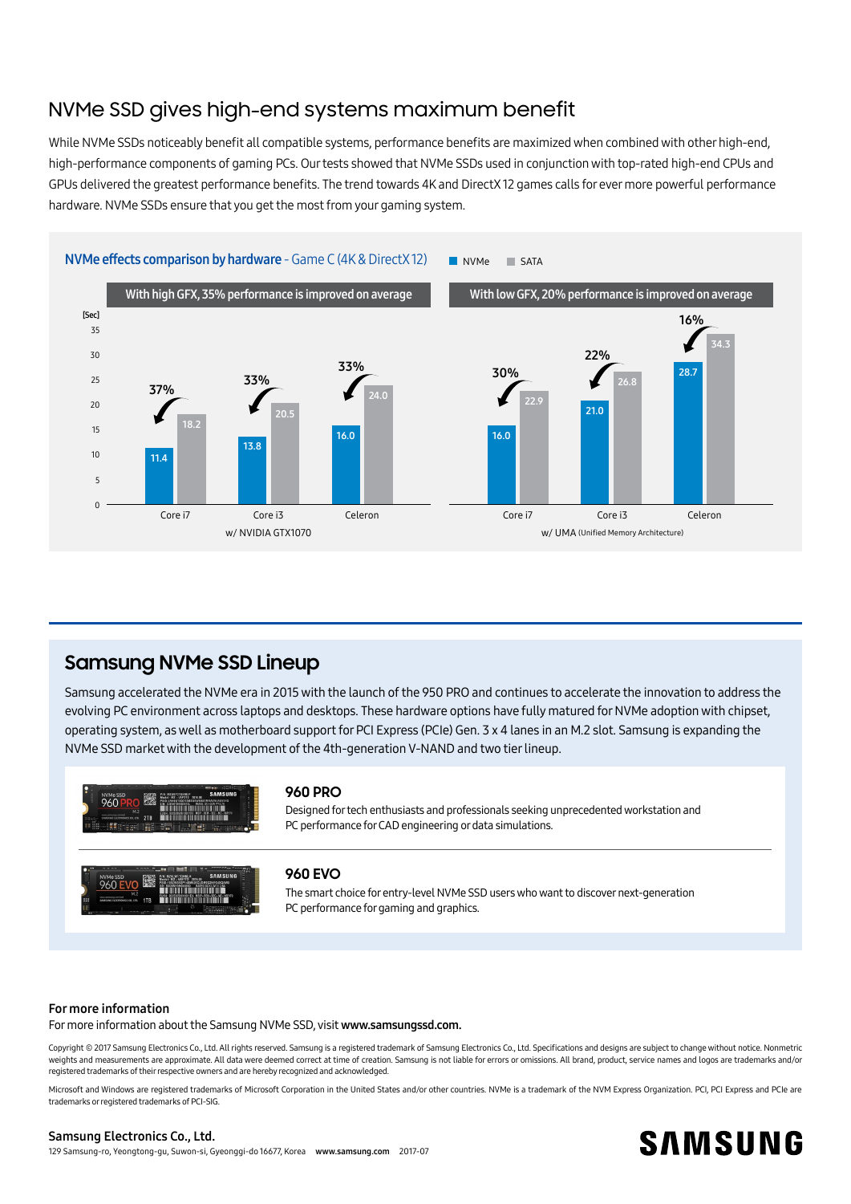## NVMe SSD gives high-end systems maximum benefit

While NVMe SSDs noticeably benefit all compatible systems, performance benefits are maximized when combined with other high-end, high-performance components of gaming PCs. Our tests showed that NVMe SSDs used in conjunction with top-rated high-end CPUs and GPUs delivered the greatest performance benefits. The trend towards 4K and DirectX 12 games calls for ever more powerful performance hardware. NVMe SSDs ensure that you get the most from your gaming system.

**NVMe effects comparison by hardware** - Game C (4K & DirectX 12)

NVMe
SATA

With high GFX, 35% performance is improved on average

[Sec]
35
30
25
20
15
10
5
0

37%
11.4
18.2
Core i7

33%
13.8
20.5
Core i3

33%
16.0
24.0
Celeron

w/ NVIDIA GTX1070

With low GFX, 20% performance is improved on average

30%
16.0
22.9
Core i7

22%
21.0
26.8
Core i3

16%
28.7
34.3
Celeron

w/ UMA (Unified Memory Architecture)

## Samsung NVMe SSD Lineup

Samsung accelerated the NVMe era in 2015 with the launch of the 950 PRO and continues to accelerate the innovation to address the evolving PC environment across laptops and desktops. These hardware options have fully matured for NVMe adoption with chipset, operating system, as well as motherboard support for PCI Express (PCIe) Gen. 3 x 4 lanes in an M.2 slot. Samsung is expanding the NVMe SSD market with the development of the 4th-generation V-NAND and two tier lineup.

### 960 PRO

Designed for tech enthusiasts and professionals seeking unprecedented workstation and PC performance for CAD engineering or data simulations.

### 960 EVO

The smart choice for entry-level NVMe SSD users who want to discover next-generation PC performance for gaming and graphics.

**For more information**

For more information about the Samsung NVMe SSD, visit **www.samsungssd.com.**

Copyright © 2017 Samsung Electronics Co., Ltd. All rights reserved. Samsung is a registered trademark of Samsung Electronics Co., Ltd. Specifications and designs are subject to change without notice. Nonmetric weights and measurements are approximate. All data were deemed correct at time of creation. Samsung is not liable for errors or omissions. All brand, product, service names and logos are trademarks and/or registered trademarks of their respective owners and are hereby recognized and acknowledged.

Microsoft and Windows are registered trademarks of Microsoft Corporation in the United States and/or other countries. NVMe is a trademark of the NVM Express Organization. PCI, PCI Express and PCIe are trademarks or registered trademarks of PCI-SIG.

**Samsung Electronics Co., Ltd.**

129 Samsung-ro, Yeongtong-gu, Suwon-si, Gyeonggi-do 16677, Korea **www.samsung.com** 2017-07

SAMSUNG